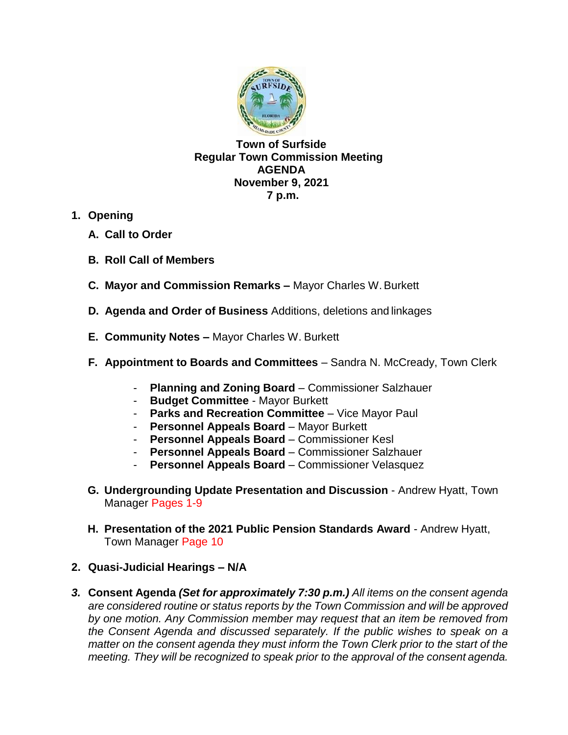# Town of Surfside
## Regular Town Commission Meeting
## AGENDA
## November 9, 2021
## 7 p.m.

1. **Opening**

   **A. Call to Order**

   **B. Roll Call of Members**

   **C. Mayor and Commission Remarks –** Mayor Charles W. Burkett

   **D. Agenda and Order of Business** Additions, deletions and linkages

   **E. Community Notes –** Mayor Charles W. Burkett

   **F. Appointment to Boards and Committees** – Sandra N. McCready, Town Clerk

   - **Planning and Zoning Board** – Commissioner Salzhauer
   - **Budget Committee** - Mayor Burkett
   - **Parks and Recreation Committee** – Vice Mayor Paul
   - **Personnel Appeals Board** – Mayor Burkett
   - **Personnel Appeals Board** – Commissioner Kesl
   - **Personnel Appeals Board** – Commissioner Salzhauer
   - **Personnel Appeals Board** – Commissioner Velasquez

   **G. Undergrounding Update Presentation and Discussion** - Andrew Hyatt, Town Manager Pages 1-9

   **H. Presentation of the 2021 Public Pension Standards Award** - Andrew Hyatt, Town Manager Page 10

2. **Quasi-Judicial Hearings – N/A**

3. **Consent Agenda** ***(Set for approximately 7:30 p.m.)*** *All items on the consent agenda are considered routine or status reports by the Town Commission and will be approved by one motion. Any Commission member may request that an item be removed from the Consent Agenda and discussed separately. If the public wishes to speak on a matter on the consent agenda they must inform the Town Clerk prior to the start of the meeting. They will be recognized to speak prior to the approval of the consent agenda.*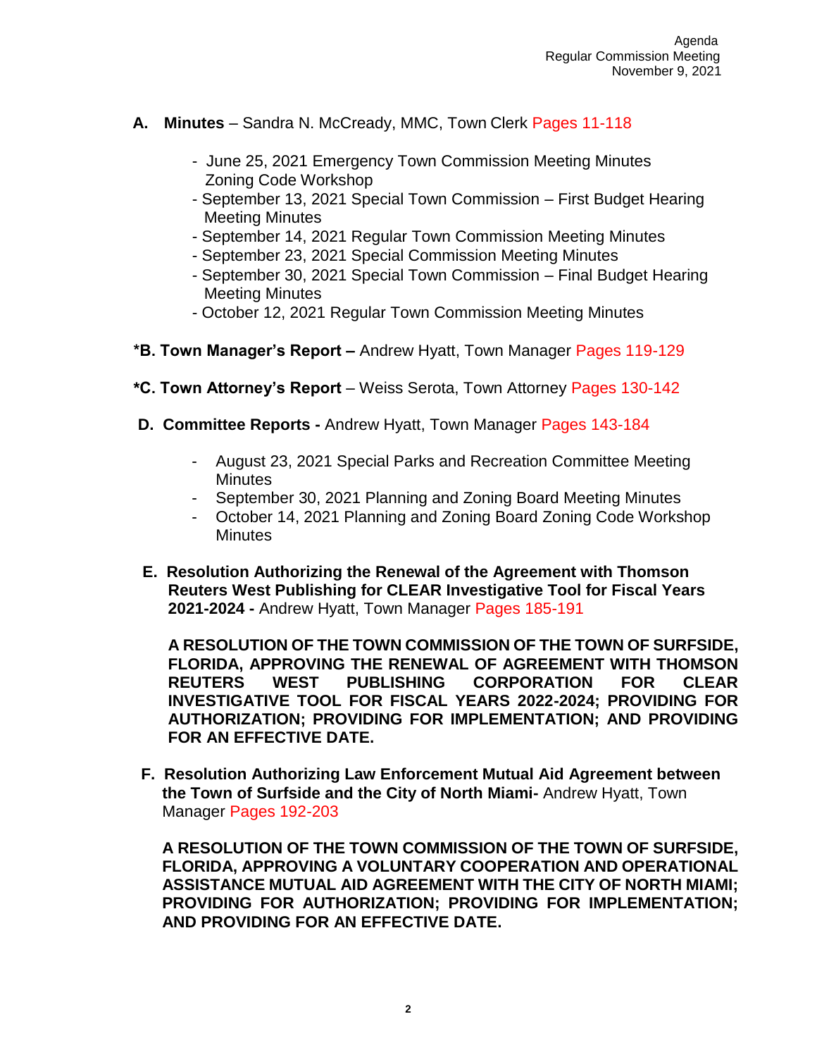**A. Minutes** – Sandra N. McCready, MMC, Town Clerk Pages 11-118

- June 25, 2021 Emergency Town Commission Meeting Minutes Zoning Code Workshop
- September 13, 2021 Special Town Commission – First Budget Hearing Meeting Minutes
- September 14, 2021 Regular Town Commission Meeting Minutes
- September 23, 2021 Special Commission Meeting Minutes
- September 30, 2021 Special Town Commission – Final Budget Hearing Meeting Minutes
- October 12, 2021 Regular Town Commission Meeting Minutes

***B. Town Manager's Report –** Andrew Hyatt, Town Manager Pages 119-129

***C. Town Attorney's Report** – Weiss Serota, Town Attorney Pages 130-142

**D. Committee Reports -** Andrew Hyatt, Town Manager Pages 143-184

- August 23, 2021 Special Parks and Recreation Committee Meeting Minutes
- September 30, 2021 Planning and Zoning Board Meeting Minutes
- October 14, 2021 Planning and Zoning Board Zoning Code Workshop Minutes

**E. Resolution Authorizing the Renewal of the Agreement with Thomson Reuters West Publishing for CLEAR Investigative Tool for Fiscal Years 2021-2024 -** Andrew Hyatt, Town Manager Pages 185-191

**A RESOLUTION OF THE TOWN COMMISSION OF THE TOWN OF SURFSIDE, FLORIDA, APPROVING THE RENEWAL OF AGREEMENT WITH THOMSON REUTERS WEST PUBLISHING CORPORATION FOR CLEAR INVESTIGATIVE TOOL FOR FISCAL YEARS 2022-2024; PROVIDING FOR AUTHORIZATION; PROVIDING FOR IMPLEMENTATION; AND PROVIDING FOR AN EFFECTIVE DATE.**

**F. Resolution Authorizing Law Enforcement Mutual Aid Agreement between the Town of Surfside and the City of North Miami-** Andrew Hyatt, Town Manager Pages 192-203

**A RESOLUTION OF THE TOWN COMMISSION OF THE TOWN OF SURFSIDE, FLORIDA, APPROVING A VOLUNTARY COOPERATION AND OPERATIONAL ASSISTANCE MUTUAL AID AGREEMENT WITH THE CITY OF NORTH MIAMI; PROVIDING FOR AUTHORIZATION; PROVIDING FOR IMPLEMENTATION; AND PROVIDING FOR AN EFFECTIVE DATE.**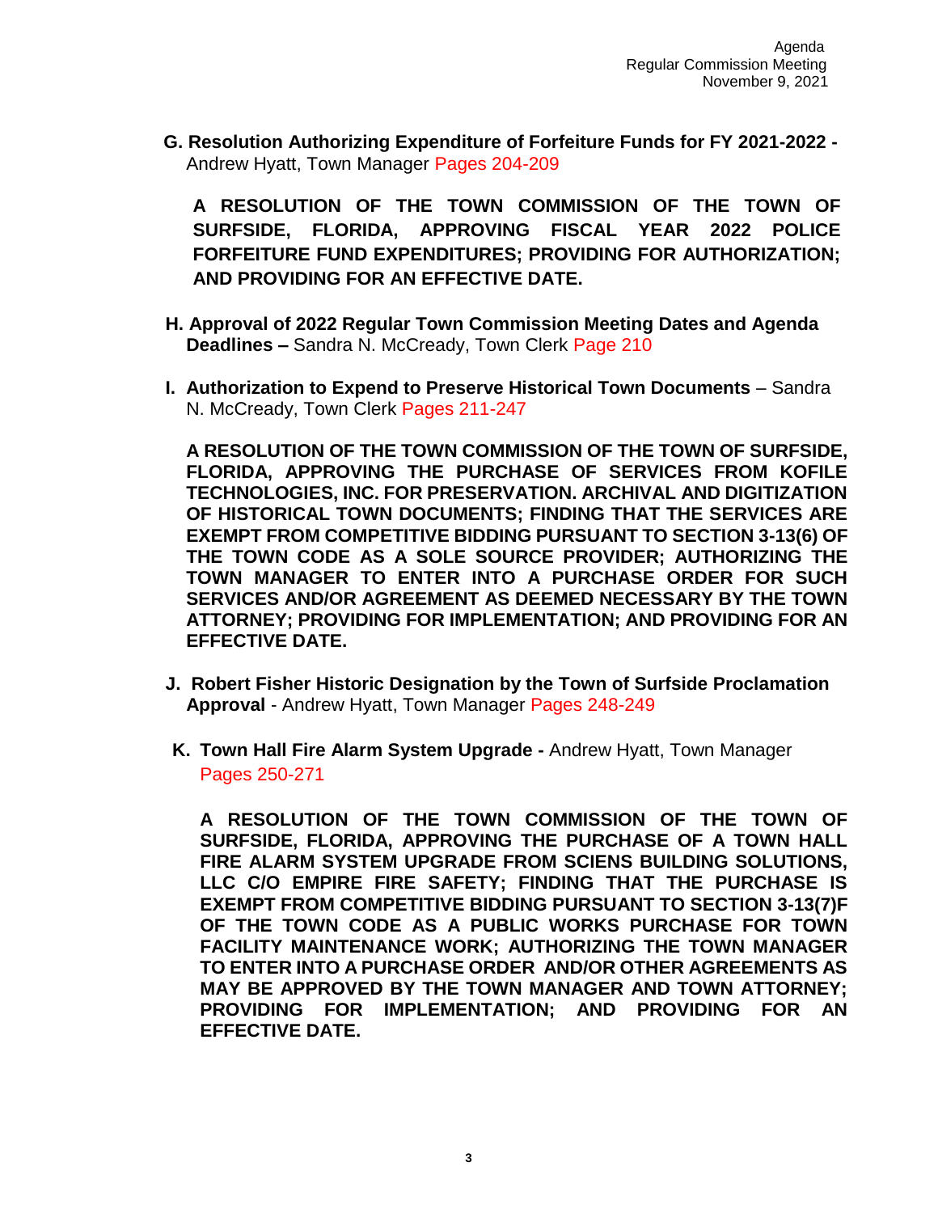**G. Resolution Authorizing Expenditure of Forfeiture Funds for FY 2021-2022 -** Andrew Hyatt, Town Manager Pages 204-209

**A RESOLUTION OF THE TOWN COMMISSION OF THE TOWN OF SURFSIDE, FLORIDA, APPROVING FISCAL YEAR 2022 POLICE FORFEITURE FUND EXPENDITURES; PROVIDING FOR AUTHORIZATION; AND PROVIDING FOR AN EFFECTIVE DATE.**

**H. Approval of 2022 Regular Town Commission Meeting Dates and Agenda Deadlines –** Sandra N. McCready, Town Clerk Page 210

**I. Authorization to Expend to Preserve Historical Town Documents** – Sandra N. McCready, Town Clerk Pages 211-247

**A RESOLUTION OF THE TOWN COMMISSION OF THE TOWN OF SURFSIDE, FLORIDA, APPROVING THE PURCHASE OF SERVICES FROM KOFILE TECHNOLOGIES, INC. FOR PRESERVATION. ARCHIVAL AND DIGITIZATION OF HISTORICAL TOWN DOCUMENTS; FINDING THAT THE SERVICES ARE EXEMPT FROM COMPETITIVE BIDDING PURSUANT TO SECTION 3-13(6) OF THE TOWN CODE AS A SOLE SOURCE PROVIDER; AUTHORIZING THE TOWN MANAGER TO ENTER INTO A PURCHASE ORDER FOR SUCH SERVICES AND/OR AGREEMENT AS DEEMED NECESSARY BY THE TOWN ATTORNEY; PROVIDING FOR IMPLEMENTATION; AND PROVIDING FOR AN EFFECTIVE DATE.**

**J. Robert Fisher Historic Designation by the Town of Surfside Proclamation Approval** - Andrew Hyatt, Town Manager Pages 248-249

**K. Town Hall Fire Alarm System Upgrade -** Andrew Hyatt, Town Manager Pages 250-271

**A RESOLUTION OF THE TOWN COMMISSION OF THE TOWN OF SURFSIDE, FLORIDA, APPROVING THE PURCHASE OF A TOWN HALL FIRE ALARM SYSTEM UPGRADE FROM SCIENS BUILDING SOLUTIONS, LLC C/O EMPIRE FIRE SAFETY; FINDING THAT THE PURCHASE IS EXEMPT FROM COMPETITIVE BIDDING PURSUANT TO SECTION 3-13(7)F OF THE TOWN CODE AS A PUBLIC WORKS PURCHASE FOR TOWN FACILITY MAINTENANCE WORK; AUTHORIZING THE TOWN MANAGER TO ENTER INTO A PURCHASE ORDER AND/OR OTHER AGREEMENTS AS MAY BE APPROVED BY THE TOWN MANAGER AND TOWN ATTORNEY; PROVIDING FOR IMPLEMENTATION; AND PROVIDING FOR AN EFFECTIVE DATE.**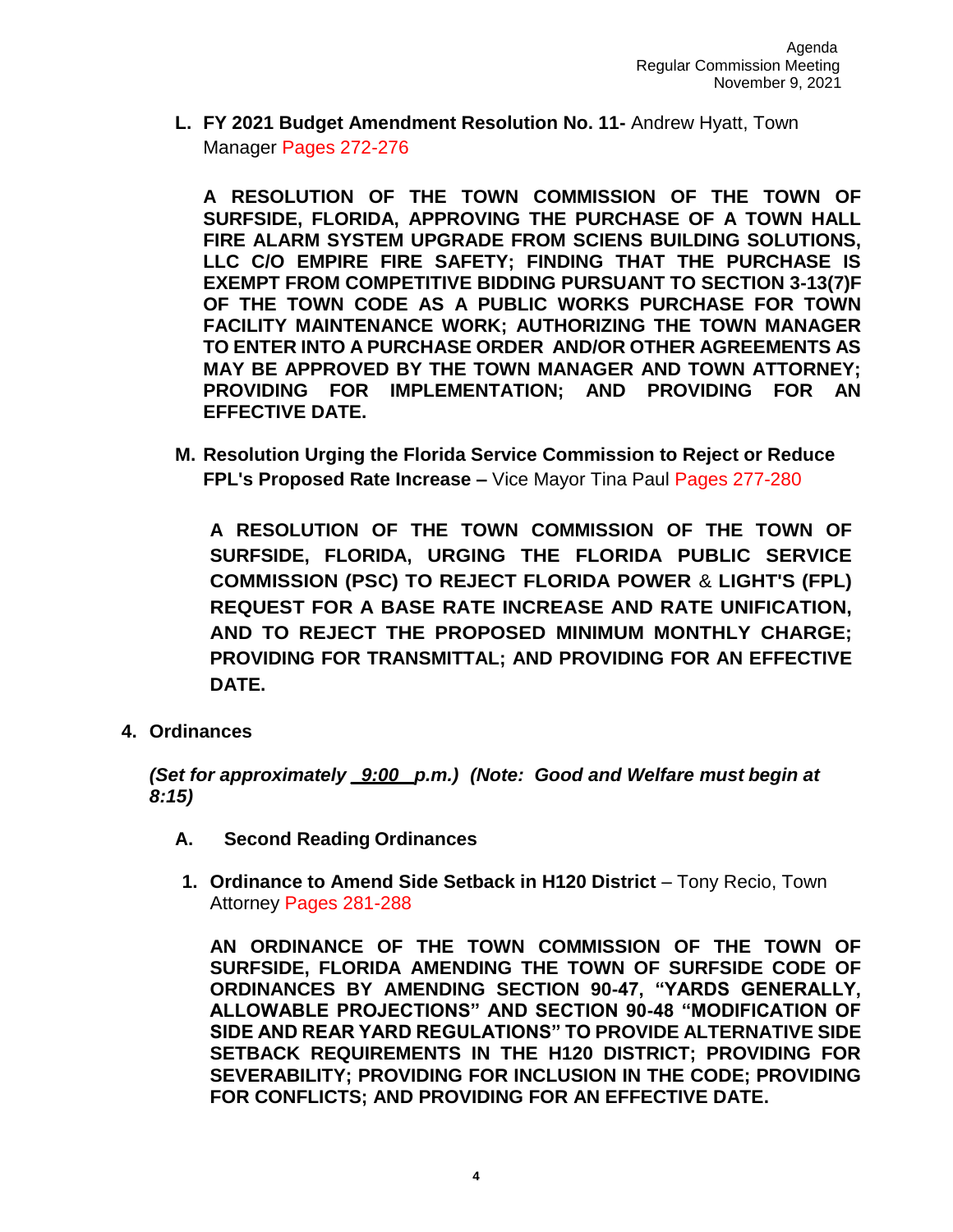**L. FY 2021 Budget Amendment Resolution No. 11-** Andrew Hyatt, Town Manager Pages 272-276

**A RESOLUTION OF THE TOWN COMMISSION OF THE TOWN OF SURFSIDE, FLORIDA, APPROVING THE PURCHASE OF A TOWN HALL FIRE ALARM SYSTEM UPGRADE FROM SCIENS BUILDING SOLUTIONS, LLC C/O EMPIRE FIRE SAFETY; FINDING THAT THE PURCHASE IS EXEMPT FROM COMPETITIVE BIDDING PURSUANT TO SECTION 3-13(7)F OF THE TOWN CODE AS A PUBLIC WORKS PURCHASE FOR TOWN FACILITY MAINTENANCE WORK; AUTHORIZING THE TOWN MANAGER TO ENTER INTO A PURCHASE ORDER AND/OR OTHER AGREEMENTS AS MAY BE APPROVED BY THE TOWN MANAGER AND TOWN ATTORNEY; PROVIDING FOR IMPLEMENTATION; AND PROVIDING FOR AN EFFECTIVE DATE.**

**M. Resolution Urging the Florida Service Commission to Reject or Reduce FPL's Proposed Rate Increase –** Vice Mayor Tina Paul Pages 277-280

**A RESOLUTION OF THE TOWN COMMISSION OF THE TOWN OF SURFSIDE, FLORIDA, URGING THE FLORIDA PUBLIC SERVICE COMMISSION (PSC) TO REJECT FLORIDA POWER & LIGHT'S (FPL) REQUEST FOR A BASE RATE INCREASE AND RATE UNIFICATION, AND TO REJECT THE PROPOSED MINIMUM MONTHLY CHARGE; PROVIDING FOR TRANSMITTAL; AND PROVIDING FOR AN EFFECTIVE DATE.**

**4. Ordinances**

***(Set for approximately 9:00 p.m.) (Note: Good and Welfare must begin at 8:15)***

**A. Second Reading Ordinances**

**1. Ordinance to Amend Side Setback in H120 District** – Tony Recio, Town Attorney Pages 281-288

**AN ORDINANCE OF THE TOWN COMMISSION OF THE TOWN OF SURFSIDE, FLORIDA AMENDING THE TOWN OF SURFSIDE CODE OF ORDINANCES BY AMENDING SECTION 90-47, "YARDS GENERALLY, ALLOWABLE PROJECTIONS" AND SECTION 90-48 "MODIFICATION OF SIDE AND REAR YARD REGULATIONS" TO PROVIDE ALTERNATIVE SIDE SETBACK REQUIREMENTS IN THE H120 DISTRICT; PROVIDING FOR SEVERABILITY; PROVIDING FOR INCLUSION IN THE CODE; PROVIDING FOR CONFLICTS; AND PROVIDING FOR AN EFFECTIVE DATE.**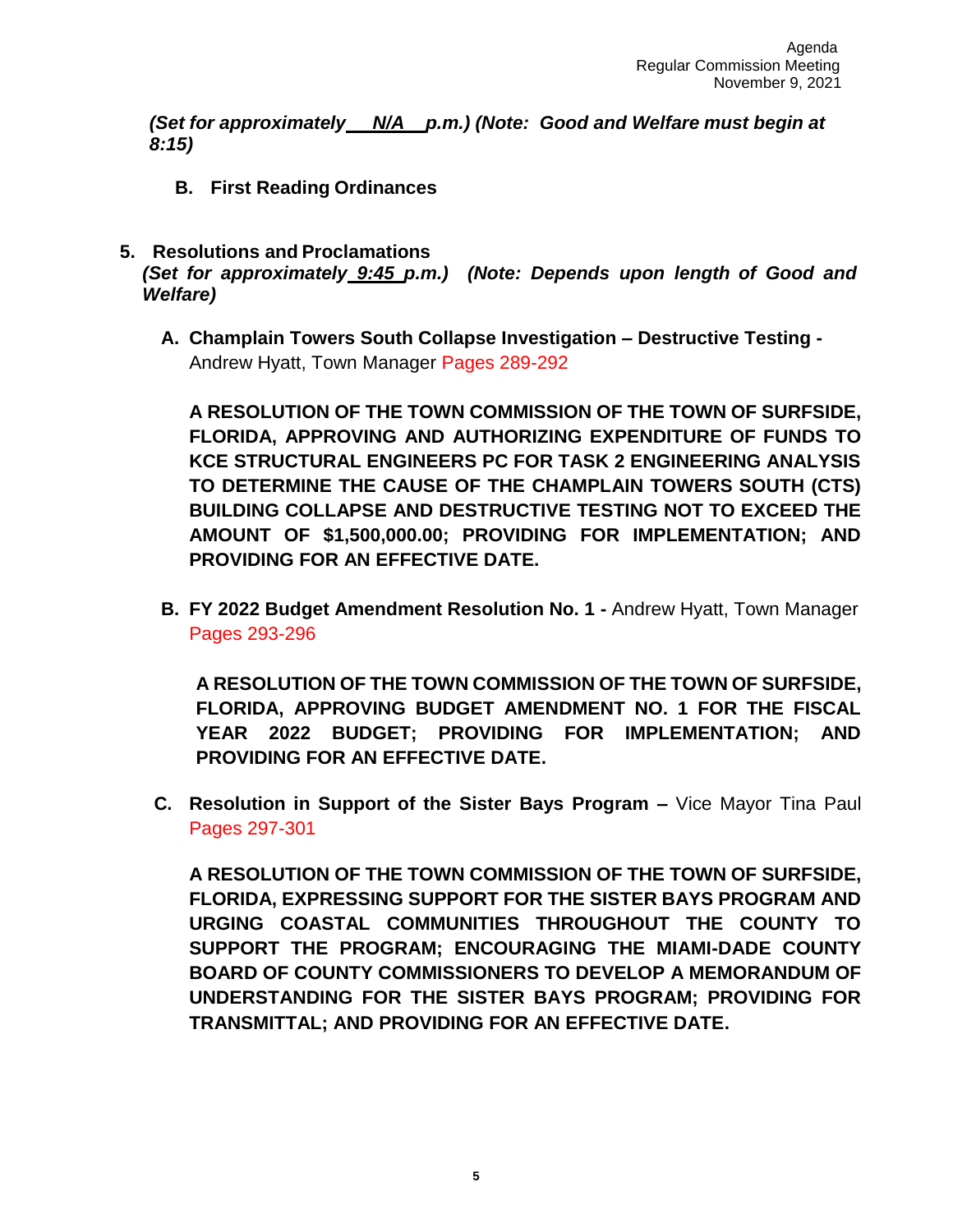*(Set for approximately __N/A__ p.m.) (Note: Good and Welfare must begin at 8:15)*

**B. First Reading Ordinances**

## 5. Resolutions and Proclamations

*(Set for approximately __9:45__ p.m.) (Note: Depends upon length of Good and Welfare)*

**A. Champlain Towers South Collapse Investigation – Destructive Testing -** Andrew Hyatt, Town Manager Pages 289-292

**A RESOLUTION OF THE TOWN COMMISSION OF THE TOWN OF SURFSIDE, FLORIDA, APPROVING AND AUTHORIZING EXPENDITURE OF FUNDS TO KCE STRUCTURAL ENGINEERS PC FOR TASK 2 ENGINEERING ANALYSIS TO DETERMINE THE CAUSE OF THE CHAMPLAIN TOWERS SOUTH (CTS) BUILDING COLLAPSE AND DESTRUCTIVE TESTING NOT TO EXCEED THE AMOUNT OF $1,500,000.00; PROVIDING FOR IMPLEMENTATION; AND PROVIDING FOR AN EFFECTIVE DATE.**

**B. FY 2022 Budget Amendment Resolution No. 1 -** Andrew Hyatt, Town Manager Pages 293-296

**A RESOLUTION OF THE TOWN COMMISSION OF THE TOWN OF SURFSIDE, FLORIDA, APPROVING BUDGET AMENDMENT NO. 1 FOR THE FISCAL YEAR 2022 BUDGET; PROVIDING FOR IMPLEMENTATION; AND PROVIDING FOR AN EFFECTIVE DATE.**

**C. Resolution in Support of the Sister Bays Program –** Vice Mayor Tina Paul Pages 297-301

**A RESOLUTION OF THE TOWN COMMISSION OF THE TOWN OF SURFSIDE, FLORIDA, EXPRESSING SUPPORT FOR THE SISTER BAYS PROGRAM AND URGING COASTAL COMMUNITIES THROUGHOUT THE COUNTY TO SUPPORT THE PROGRAM; ENCOURAGING THE MIAMI-DADE COUNTY BOARD OF COUNTY COMMISSIONERS TO DEVELOP A MEMORANDUM OF UNDERSTANDING FOR THE SISTER BAYS PROGRAM; PROVIDING FOR TRANSMITTAL; AND PROVIDING FOR AN EFFECTIVE DATE.**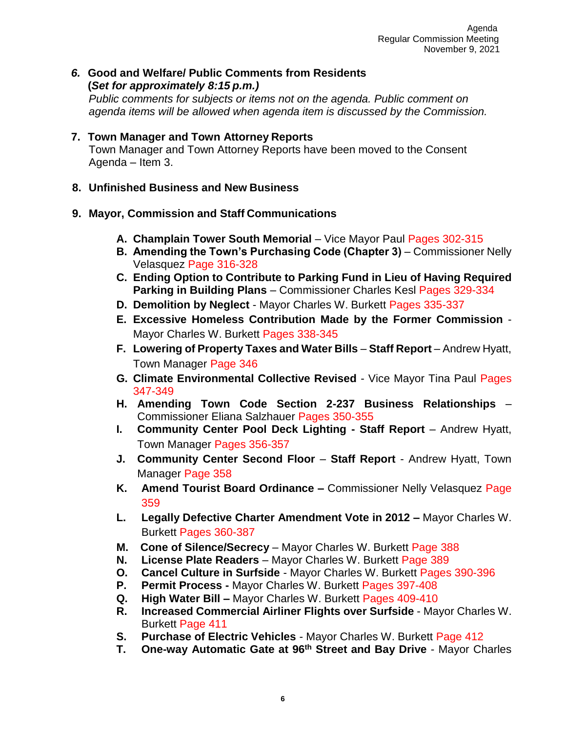6. **Good and Welfare/ Public Comments from Residents** **(*Set for approximately 8:15 p.m.)***
   *Public comments for subjects or items not on the agenda. Public comment on agenda items will be allowed when agenda item is discussed by the Commission.*

7. **Town Manager and Town Attorney Reports**
   Town Manager and Town Attorney Reports have been moved to the Consent Agenda – Item 3.

8. **Unfinished Business and New Business**

9. **Mayor, Commission and Staff Communications**

   A. **Champlain Tower South Memorial** – Vice Mayor Paul Pages 302-315
   B. **Amending the Town's Purchasing Code (Chapter 3)** – Commissioner Nelly Velasquez Page 316-328
   C. **Ending Option to Contribute to Parking Fund in Lieu of Having Required Parking in Building Plans** – Commissioner Charles Kesl Pages 329-334
   D. **Demolition by Neglect** - Mayor Charles W. Burkett Pages 335-337
   E. **Excessive Homeless Contribution Made by the Former Commission** - Mayor Charles W. Burkett Pages 338-345
   F. **Lowering of Property Taxes and Water Bills** – **Staff Report** – Andrew Hyatt, Town Manager Page 346
   G. **Climate Environmental Collective Revised** - Vice Mayor Tina Paul Pages 347-349
   H. **Amending Town Code Section 2-237 Business Relationships** – Commissioner Eliana Salzhauer Pages 350-355
   I. **Community Center Pool Deck Lighting - Staff Report** – Andrew Hyatt, Town Manager Pages 356-357
   J. **Community Center Second Floor** – **Staff Report** - Andrew Hyatt, Town Manager Page 358
   K. **Amend Tourist Board Ordinance –** Commissioner Nelly Velasquez Page 359
   L. **Legally Defective Charter Amendment Vote in 2012 –** Mayor Charles W. Burkett Pages 360-387
   M. **Cone of Silence/Secrecy** – Mayor Charles W. Burkett Page 388
   N. **License Plate Readers** – Mayor Charles W. Burkett Page 389
   O. **Cancel Culture in Surfside** - Mayor Charles W. Burkett Pages 390-396
   P. **Permit Process -** Mayor Charles W. Burkett Pages 397-408
   Q. **High Water Bill –** Mayor Charles W. Burkett Pages 409-410
   R. **Increased Commercial Airliner Flights over Surfside** - Mayor Charles W. Burkett Page 411
   S. **Purchase of Electric Vehicles** - Mayor Charles W. Burkett Page 412
   T. **One-way Automatic Gate at 96th Street and Bay Drive** - Mayor Charles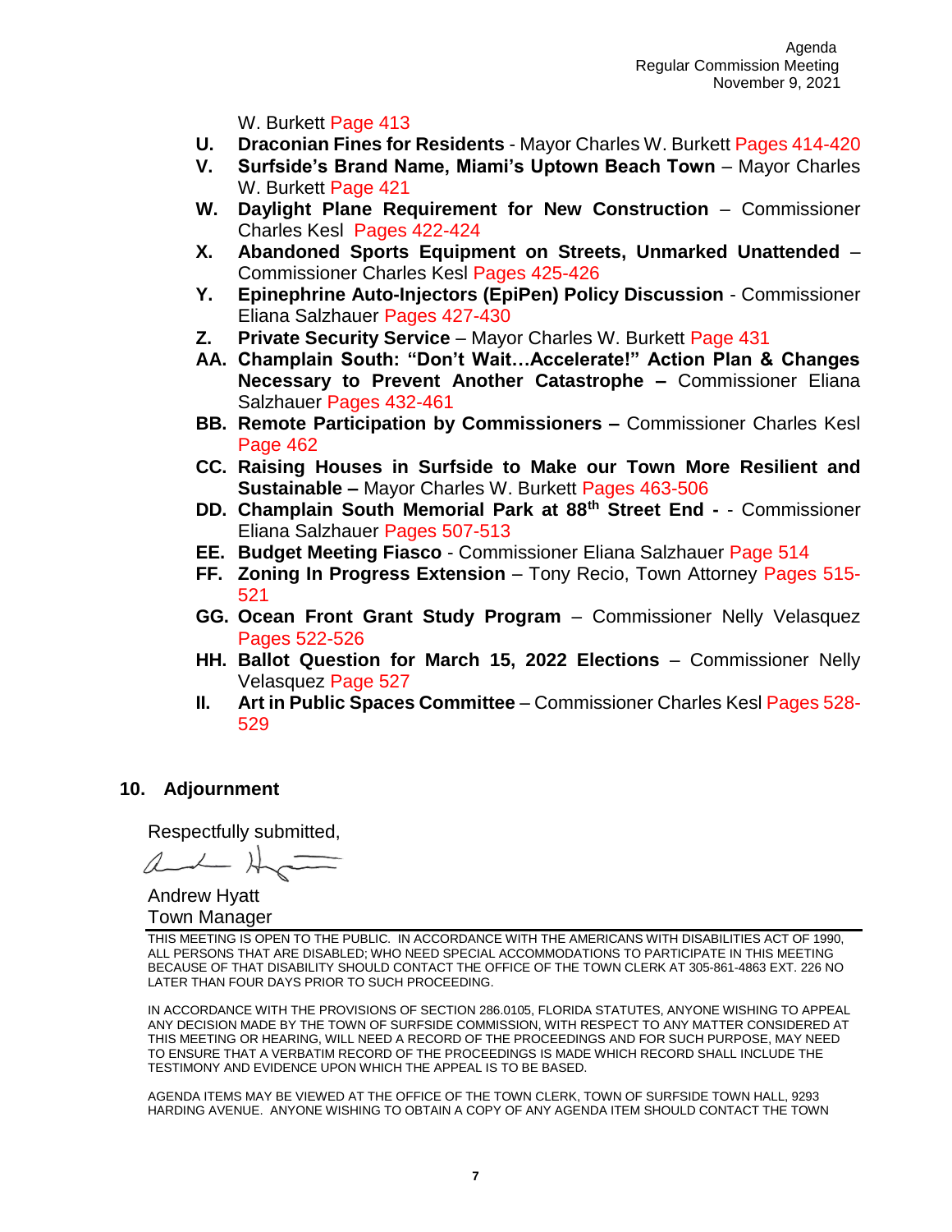W. Burkett Page 413

- **U. Draconian Fines for Residents** - Mayor Charles W. Burkett Pages 414-420
- **V. Surfside's Brand Name, Miami's Uptown Beach Town** – Mayor Charles W. Burkett Page 421
- **W. Daylight Plane Requirement for New Construction** – Commissioner Charles Kesl Pages 422-424
- **X. Abandoned Sports Equipment on Streets, Unmarked Unattended** – Commissioner Charles Kesl Pages 425-426
- **Y. Epinephrine Auto-Injectors (EpiPen) Policy Discussion** - Commissioner Eliana Salzhauer Pages 427-430
- **Z. Private Security Service** – Mayor Charles W. Burkett Page 431
- **AA. Champlain South: "Don't Wait…Accelerate!" Action Plan & Changes Necessary to Prevent Another Catastrophe –** Commissioner Eliana Salzhauer Pages 432-461
- **BB. Remote Participation by Commissioners –** Commissioner Charles Kesl Page 462
- **CC. Raising Houses in Surfside to Make our Town More Resilient and Sustainable –** Mayor Charles W. Burkett Pages 463-506
- **DD. Champlain South Memorial Park at 88th Street End -** - Commissioner Eliana Salzhauer Pages 507-513
- **EE. Budget Meeting Fiasco** - Commissioner Eliana Salzhauer Page 514
- **FF. Zoning In Progress Extension** – Tony Recio, Town Attorney Pages 515-521
- **GG. Ocean Front Grant Study Program** – Commissioner Nelly Velasquez Pages 522-526
- **HH. Ballot Question for March 15, 2022 Elections** – Commissioner Nelly Velasquez Page 527
- **II. Art in Public Spaces Committee** – Commissioner Charles Kesl Pages 528-529

## 10. Adjournment

Respectfully submitted,

Andrew Hyatt
Town Manager

THIS MEETING IS OPEN TO THE PUBLIC. IN ACCORDANCE WITH THE AMERICANS WITH DISABILITIES ACT OF 1990, ALL PERSONS THAT ARE DISABLED; WHO NEED SPECIAL ACCOMMODATIONS TO PARTICIPATE IN THIS MEETING BECAUSE OF THAT DISABILITY SHOULD CONTACT THE OFFICE OF THE TOWN CLERK AT 305-861-4863 EXT. 226 NO LATER THAN FOUR DAYS PRIOR TO SUCH PROCEEDING.

IN ACCORDANCE WITH THE PROVISIONS OF SECTION 286.0105, FLORIDA STATUTES, ANYONE WISHING TO APPEAL ANY DECISION MADE BY THE TOWN OF SURFSIDE COMMISSION, WITH RESPECT TO ANY MATTER CONSIDERED AT THIS MEETING OR HEARING, WILL NEED A RECORD OF THE PROCEEDINGS AND FOR SUCH PURPOSE, MAY NEED TO ENSURE THAT A VERBATIM RECORD OF THE PROCEEDINGS IS MADE WHICH RECORD SHALL INCLUDE THE TESTIMONY AND EVIDENCE UPON WHICH THE APPEAL IS TO BE BASED.

AGENDA ITEMS MAY BE VIEWED AT THE OFFICE OF THE TOWN CLERK, TOWN OF SURFSIDE TOWN HALL, 9293 HARDING AVENUE. ANYONE WISHING TO OBTAIN A COPY OF ANY AGENDA ITEM SHOULD CONTACT THE TOWN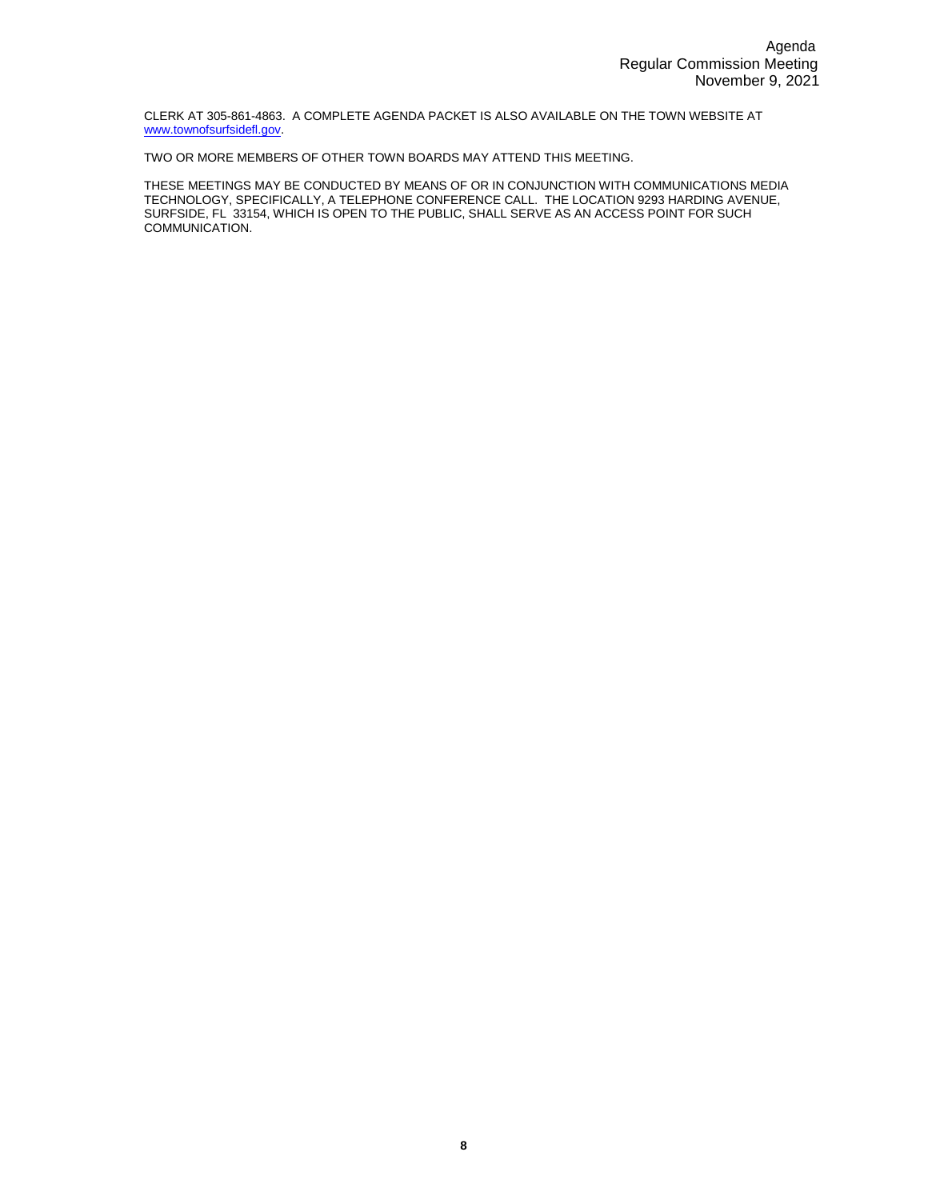CLERK AT 305-861-4863. A COMPLETE AGENDA PACKET IS ALSO AVAILABLE ON THE TOWN WEBSITE AT www.townofsurfsidefl.gov.

TWO OR MORE MEMBERS OF OTHER TOWN BOARDS MAY ATTEND THIS MEETING.

THESE MEETINGS MAY BE CONDUCTED BY MEANS OF OR IN CONJUNCTION WITH COMMUNICATIONS MEDIA TECHNOLOGY, SPECIFICALLY, A TELEPHONE CONFERENCE CALL. THE LOCATION 9293 HARDING AVENUE, SURFSIDE, FL 33154, WHICH IS OPEN TO THE PUBLIC, SHALL SERVE AS AN ACCESS POINT FOR SUCH COMMUNICATION.